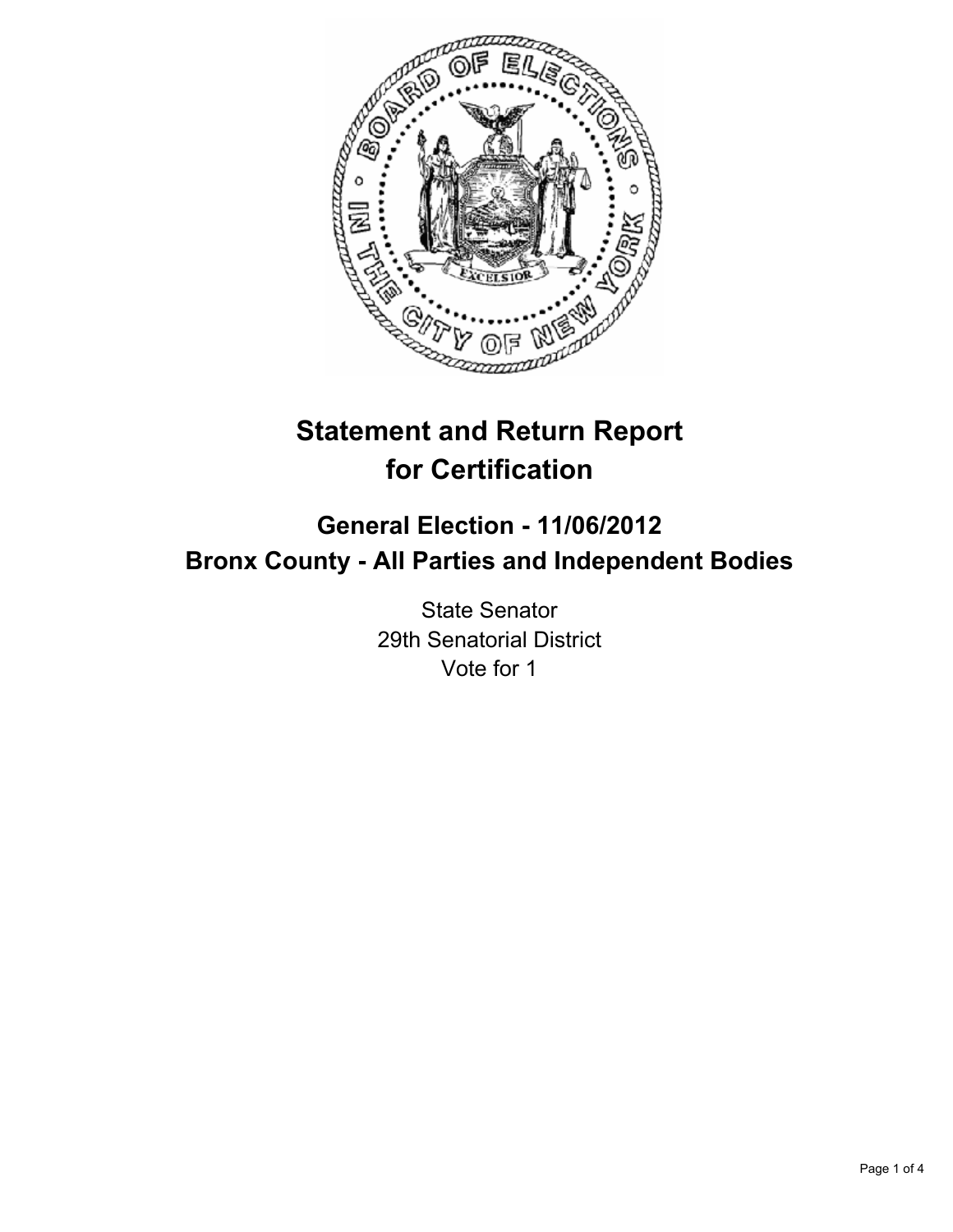# Statement and Return Report for Certification

## General Election - 11/06/2012
## Bronx County - All Parties and Independent Bodies

State Senator
29th Senatorial District
Vote for 1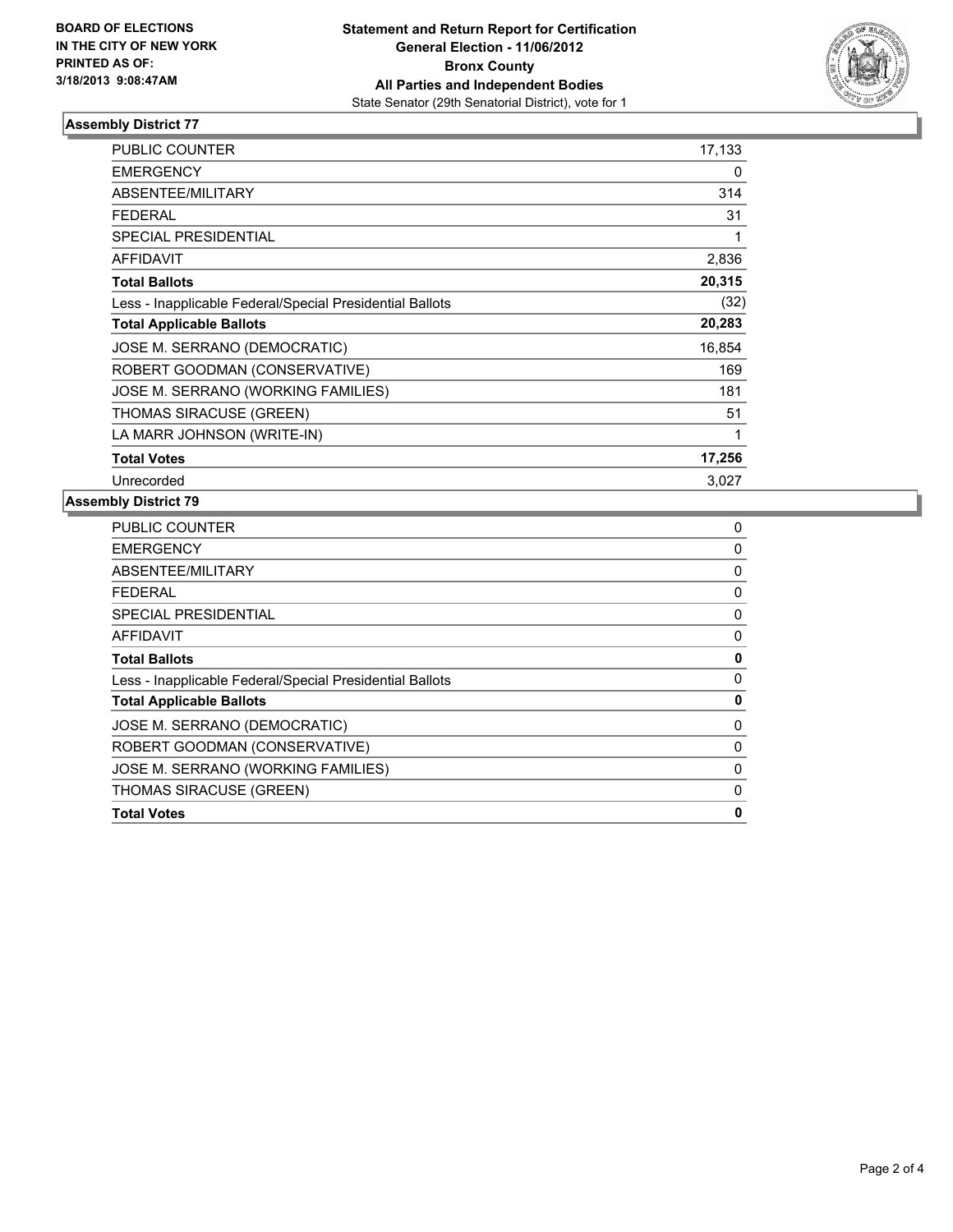**BOARD OF ELECTIONS IN THE CITY OF NEW YORK PRINTED AS OF: 3/18/2013 9:08:47AM**

**Statement and Return Report for Certification General Election - 11/06/2012 Bronx County All Parties and Independent Bodies**
State Senator (29th Senatorial District), vote for 1

### Assembly District 77

| | |
|---|---|
| PUBLIC COUNTER | 17,133 |
| EMERGENCY | 0 |
| ABSENTEE/MILITARY | 314 |
| FEDERAL | 31 |
| SPECIAL PRESIDENTIAL | 1 |
| AFFIDAVIT | 2,836 |
| **Total Ballots** | **20,315** |
| Less - Inapplicable Federal/Special Presidential Ballots | (32) |
| **Total Applicable Ballots** | **20,283** |
| JOSE M. SERRANO (DEMOCRATIC) | 16,854 |
| ROBERT GOODMAN (CONSERVATIVE) | 169 |
| JOSE M. SERRANO (WORKING FAMILIES) | 181 |
| THOMAS SIRACUSE (GREEN) | 51 |
| LA MARR JOHNSON (WRITE-IN) | 1 |
| **Total Votes** | **17,256** |
| Unrecorded | 3,027 |

### Assembly District 79

| | |
|---|---|
| PUBLIC COUNTER | 0 |
| EMERGENCY | 0 |
| ABSENTEE/MILITARY | 0 |
| FEDERAL | 0 |
| SPECIAL PRESIDENTIAL | 0 |
| AFFIDAVIT | 0 |
| **Total Ballots** | **0** |
| Less - Inapplicable Federal/Special Presidential Ballots | 0 |
| **Total Applicable Ballots** | **0** |
| JOSE M. SERRANO (DEMOCRATIC) | 0 |
| ROBERT GOODMAN (CONSERVATIVE) | 0 |
| JOSE M. SERRANO (WORKING FAMILIES) | 0 |
| THOMAS SIRACUSE (GREEN) | 0 |
| **Total Votes** | **0** |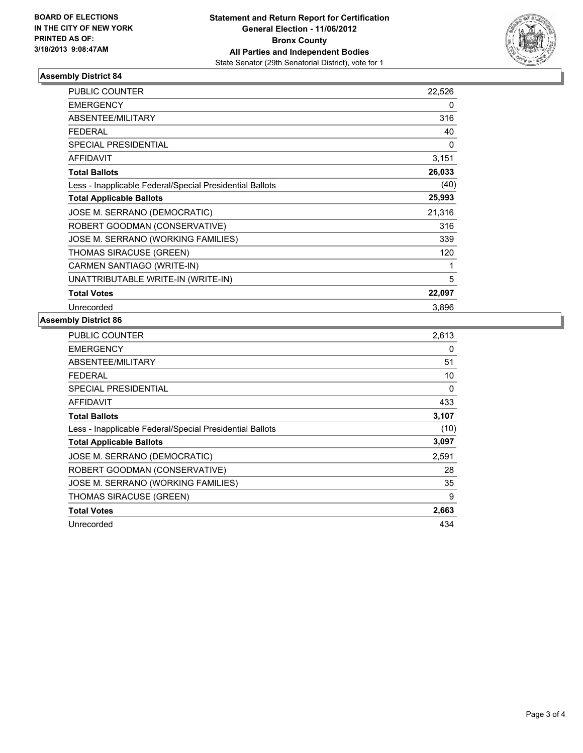**BOARD OF ELECTIONS IN THE CITY OF NEW YORK PRINTED AS OF: 3/18/2013 9:08:47AM**

**Statement and Return Report for Certification General Election - 11/06/2012 Bronx County All Parties and Independent Bodies**

State Senator (29th Senatorial District), vote for 1

### Assembly District 84

| | |
|---|---|
| PUBLIC COUNTER | 22,526 |
| EMERGENCY | 0 |
| ABSENTEE/MILITARY | 316 |
| FEDERAL | 40 |
| SPECIAL PRESIDENTIAL | 0 |
| AFFIDAVIT | 3,151 |
| **Total Ballots** | **26,033** |
| Less - Inapplicable Federal/Special Presidential Ballots | (40) |
| **Total Applicable Ballots** | **25,993** |
| JOSE M. SERRANO (DEMOCRATIC) | 21,316 |
| ROBERT GOODMAN (CONSERVATIVE) | 316 |
| JOSE M. SERRANO (WORKING FAMILIES) | 339 |
| THOMAS SIRACUSE (GREEN) | 120 |
| CARMEN SANTIAGO (WRITE-IN) | 1 |
| UNATTRIBUTABLE WRITE-IN (WRITE-IN) | 5 |
| **Total Votes** | **22,097** |
| Unrecorded | 3,896 |

### Assembly District 86

| | |
|---|---|
| PUBLIC COUNTER | 2,613 |
| EMERGENCY | 0 |
| ABSENTEE/MILITARY | 51 |
| FEDERAL | 10 |
| SPECIAL PRESIDENTIAL | 0 |
| AFFIDAVIT | 433 |
| **Total Ballots** | **3,107** |
| Less - Inapplicable Federal/Special Presidential Ballots | (10) |
| **Total Applicable Ballots** | **3,097** |
| JOSE M. SERRANO (DEMOCRATIC) | 2,591 |
| ROBERT GOODMAN (CONSERVATIVE) | 28 |
| JOSE M. SERRANO (WORKING FAMILIES) | 35 |
| THOMAS SIRACUSE (GREEN) | 9 |
| **Total Votes** | **2,663** |
| Unrecorded | 434 |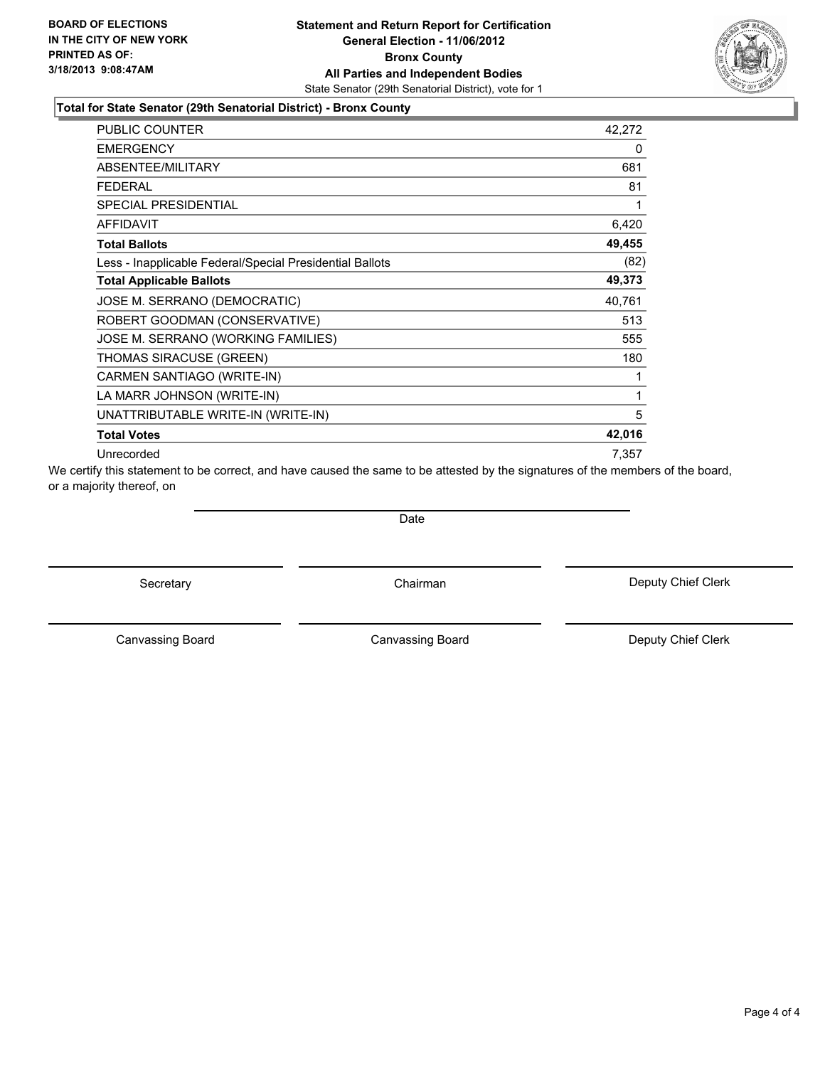**BOARD OF ELECTIONS**
**IN THE CITY OF NEW YORK**
**PRINTED AS OF:**
**3/18/2013 9:08:47AM**

**Statement and Return Report for Certification**
**General Election - 11/06/2012**
**Bronx County**
**All Parties and Independent Bodies**
State Senator (29th Senatorial District), vote for 1

### Total for State Senator (29th Senatorial District) - Bronx County

| | |
|---|---|
| PUBLIC COUNTER | 42,272 |
| EMERGENCY | 0 |
| ABSENTEE/MILITARY | 681 |
| FEDERAL | 81 |
| SPECIAL PRESIDENTIAL | 1 |
| AFFIDAVIT | 6,420 |
| **Total Ballots** | **49,455** |
| Less - Inapplicable Federal/Special Presidential Ballots | (82) |
| **Total Applicable Ballots** | **49,373** |
| JOSE M. SERRANO (DEMOCRATIC) | 40,761 |
| ROBERT GOODMAN (CONSERVATIVE) | 513 |
| JOSE M. SERRANO (WORKING FAMILIES) | 555 |
| THOMAS SIRACUSE (GREEN) | 180 |
| CARMEN SANTIAGO (WRITE-IN) | 1 |
| LA MARR JOHNSON (WRITE-IN) | 1 |
| UNATTRIBUTABLE WRITE-IN (WRITE-IN) | 5 |
| **Total Votes** | **42,016** |
| Unrecorded | 7,357 |

We certify this statement to be correct, and have caused the same to be attested by the signatures of the members of the board, or a majority thereof, on

Date

Secretary

Chairman

Deputy Chief Clerk

Canvassing Board

Canvassing Board

Deputy Chief Clerk